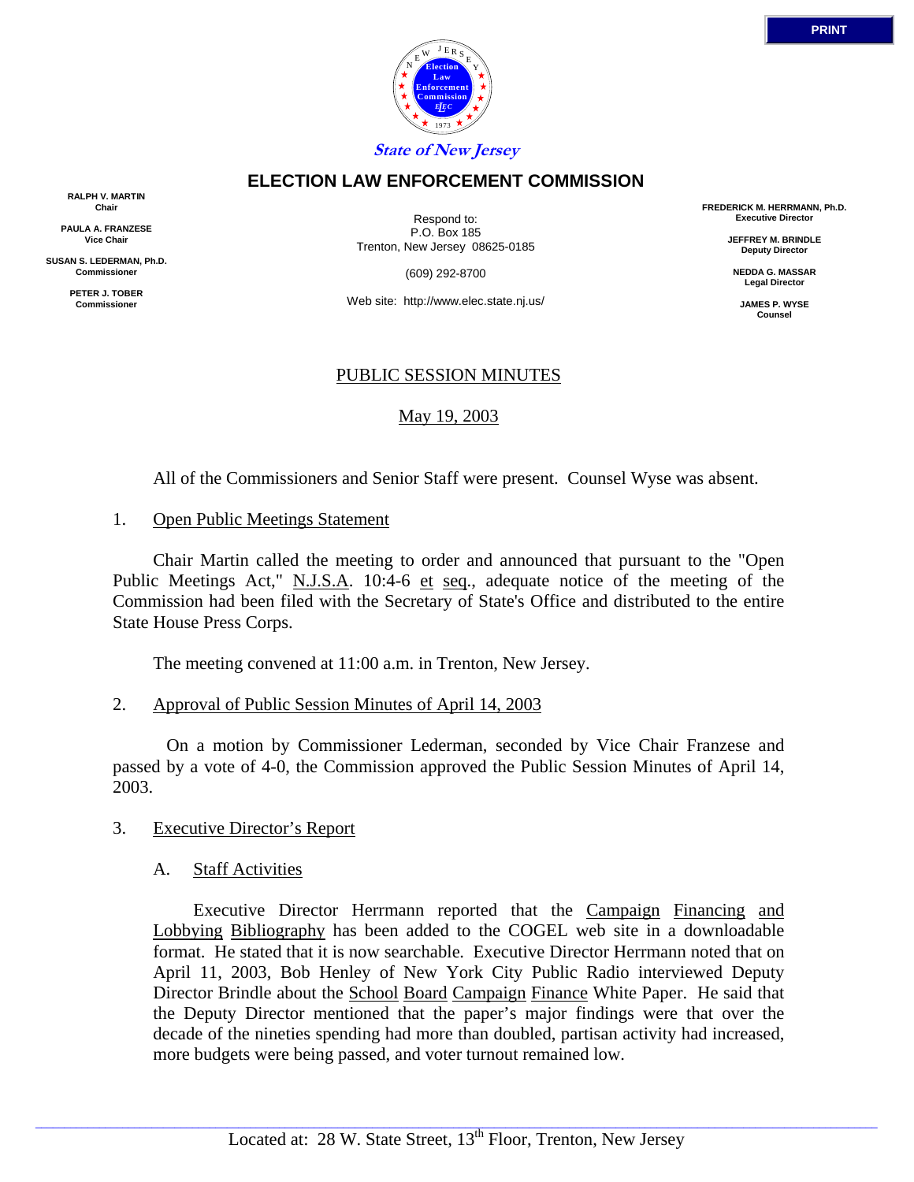State of New Jersey

# ELECTION LAW ENFORCEMENT COMMISSION

**RALPH V. MARTIN**
**Chair**

**PAULA A. FRANZESE**
**Vice Chair**

**SUSAN S. LEDERMAN, Ph.D.**
**Commissioner**

**PETER J. TOBER**
**Commissioner**

Respond to:
P.O. Box 185
Trenton, New Jersey 08625-0185

(609) 292-8700

Web site: http://www.elec.state.nj.us/

**FREDERICK M. HERRMANN, Ph.D.**
**Executive Director**

**JEFFREY M. BRINDLE**
**Deputy Director**

**NEDDA G. MASSAR**
**Legal Director**

**JAMES P. WYSE**
**Counsel**

## PUBLIC SESSION MINUTES

May 19, 2003

All of the Commissioners and Senior Staff were present. Counsel Wyse was absent.

1. Open Public Meetings Statement

Chair Martin called the meeting to order and announced that pursuant to the "Open Public Meetings Act," N.J.S.A. 10:4-6 et seq., adequate notice of the meeting of the Commission had been filed with the Secretary of State's Office and distributed to the entire State House Press Corps.

The meeting convened at 11:00 a.m. in Trenton, New Jersey.

2. Approval of Public Session Minutes of April 14, 2003

On a motion by Commissioner Lederman, seconded by Vice Chair Franzese and passed by a vote of 4-0, the Commission approved the Public Session Minutes of April 14, 2003.

3. Executive Director's Report

A. Staff Activities

Executive Director Herrmann reported that the Campaign Financing and Lobbying Bibliography has been added to the COGEL web site in a downloadable format. He stated that it is now searchable. Executive Director Herrmann noted that on April 11, 2003, Bob Henley of New York City Public Radio interviewed Deputy Director Brindle about the School Board Campaign Finance White Paper. He said that the Deputy Director mentioned that the paper's major findings were that over the decade of the nineties spending had more than doubled, partisan activity had increased, more budgets were being passed, and voter turnout remained low.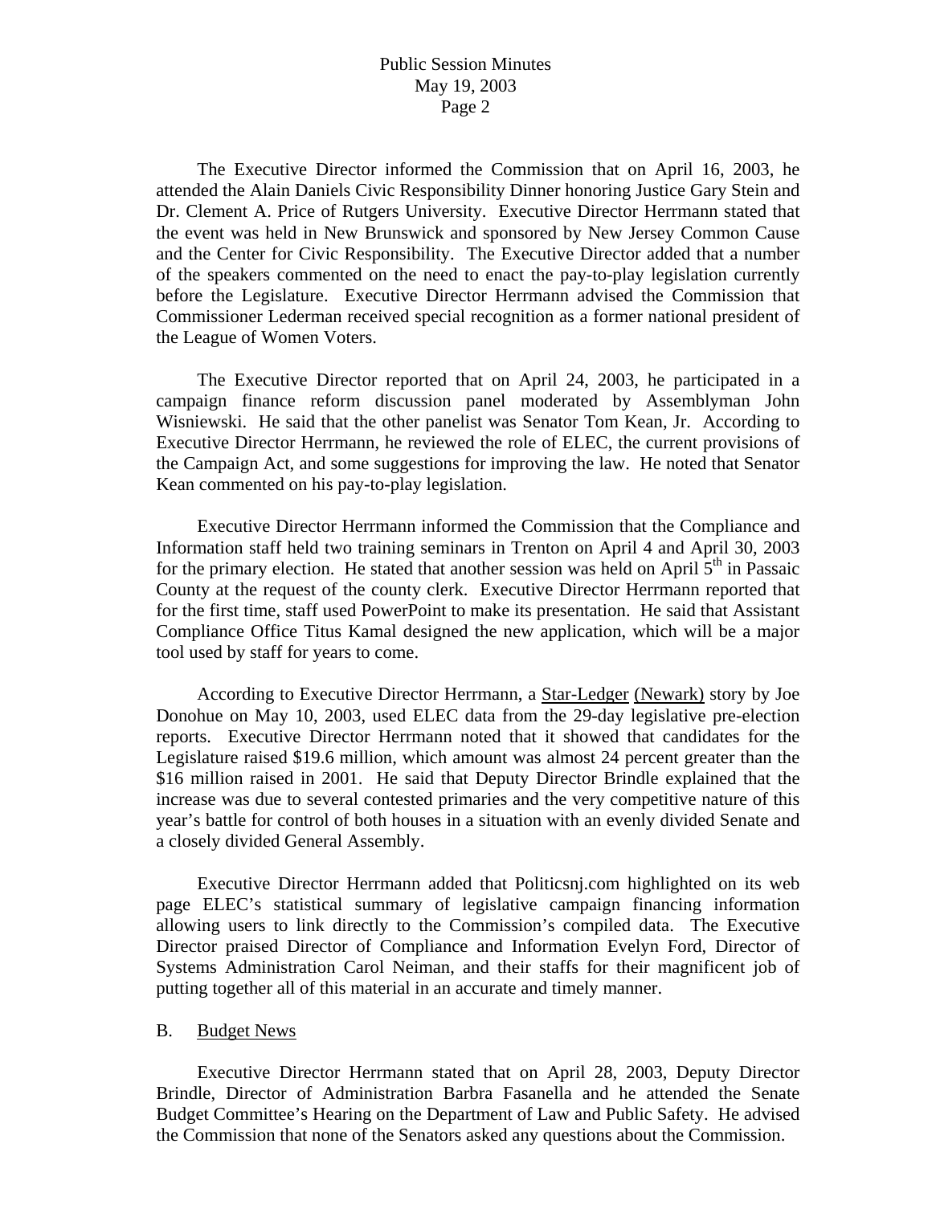The Executive Director informed the Commission that on April 16, 2003, he attended the Alain Daniels Civic Responsibility Dinner honoring Justice Gary Stein and Dr. Clement A. Price of Rutgers University. Executive Director Herrmann stated that the event was held in New Brunswick and sponsored by New Jersey Common Cause and the Center for Civic Responsibility. The Executive Director added that a number of the speakers commented on the need to enact the pay-to-play legislation currently before the Legislature. Executive Director Herrmann advised the Commission that Commissioner Lederman received special recognition as a former national president of the League of Women Voters.

The Executive Director reported that on April 24, 2003, he participated in a campaign finance reform discussion panel moderated by Assemblyman John Wisniewski. He said that the other panelist was Senator Tom Kean, Jr. According to Executive Director Herrmann, he reviewed the role of ELEC, the current provisions of the Campaign Act, and some suggestions for improving the law. He noted that Senator Kean commented on his pay-to-play legislation.

Executive Director Herrmann informed the Commission that the Compliance and Information staff held two training seminars in Trenton on April 4 and April 30, 2003 for the primary election. He stated that another session was held on April 5th in Passaic County at the request of the county clerk. Executive Director Herrmann reported that for the first time, staff used PowerPoint to make its presentation. He said that Assistant Compliance Office Titus Kamal designed the new application, which will be a major tool used by staff for years to come.

According to Executive Director Herrmann, a Star-Ledger (Newark) story by Joe Donohue on May 10, 2003, used ELEC data from the 29-day legislative pre-election reports. Executive Director Herrmann noted that it showed that candidates for the Legislature raised \$19.6 million, which amount was almost 24 percent greater than the \$16 million raised in 2001. He said that Deputy Director Brindle explained that the increase was due to several contested primaries and the very competitive nature of this year's battle for control of both houses in a situation with an evenly divided Senate and a closely divided General Assembly.

Executive Director Herrmann added that Politicsnj.com highlighted on its web page ELEC's statistical summary of legislative campaign financing information allowing users to link directly to the Commission's compiled data. The Executive Director praised Director of Compliance and Information Evelyn Ford, Director of Systems Administration Carol Neiman, and their staffs for their magnificent job of putting together all of this material in an accurate and timely manner.

B. Budget News

Executive Director Herrmann stated that on April 28, 2003, Deputy Director Brindle, Director of Administration Barbra Fasanella and he attended the Senate Budget Committee's Hearing on the Department of Law and Public Safety. He advised the Commission that none of the Senators asked any questions about the Commission.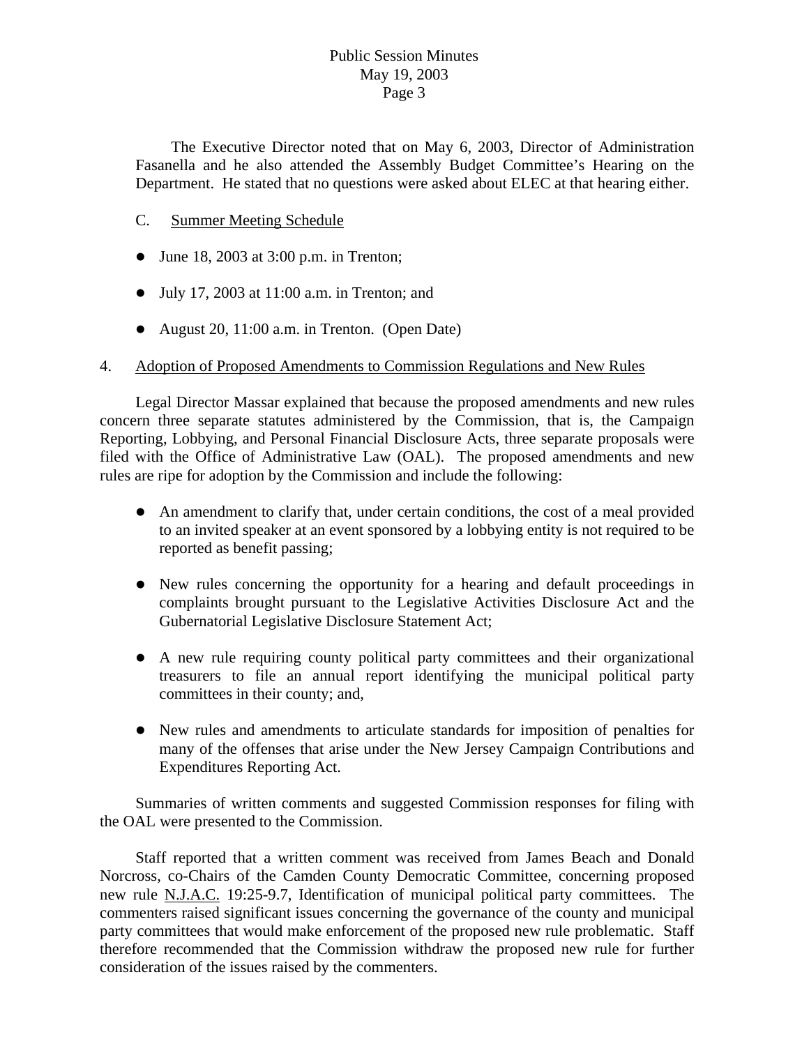The Executive Director noted that on May 6, 2003, Director of Administration Fasanella and he also attended the Assembly Budget Committee's Hearing on the Department. He stated that no questions were asked about ELEC at that hearing either.

C. Summer Meeting Schedule

- June 18, 2003 at 3:00 p.m. in Trenton;
- July 17, 2003 at 11:00 a.m. in Trenton; and
- August 20, 11:00 a.m. in Trenton. (Open Date)

4. Adoption of Proposed Amendments to Commission Regulations and New Rules

Legal Director Massar explained that because the proposed amendments and new rules concern three separate statutes administered by the Commission, that is, the Campaign Reporting, Lobbying, and Personal Financial Disclosure Acts, three separate proposals were filed with the Office of Administrative Law (OAL). The proposed amendments and new rules are ripe for adoption by the Commission and include the following:

- An amendment to clarify that, under certain conditions, the cost of a meal provided to an invited speaker at an event sponsored by a lobbying entity is not required to be reported as benefit passing;
- New rules concerning the opportunity for a hearing and default proceedings in complaints brought pursuant to the Legislative Activities Disclosure Act and the Gubernatorial Legislative Disclosure Statement Act;
- A new rule requiring county political party committees and their organizational treasurers to file an annual report identifying the municipal political party committees in their county; and,
- New rules and amendments to articulate standards for imposition of penalties for many of the offenses that arise under the New Jersey Campaign Contributions and Expenditures Reporting Act.

Summaries of written comments and suggested Commission responses for filing with the OAL were presented to the Commission.

Staff reported that a written comment was received from James Beach and Donald Norcross, co-Chairs of the Camden County Democratic Committee, concerning proposed new rule N.J.A.C. 19:25-9.7, Identification of municipal political party committees. The commenters raised significant issues concerning the governance of the county and municipal party committees that would make enforcement of the proposed new rule problematic. Staff therefore recommended that the Commission withdraw the proposed new rule for further consideration of the issues raised by the commenters.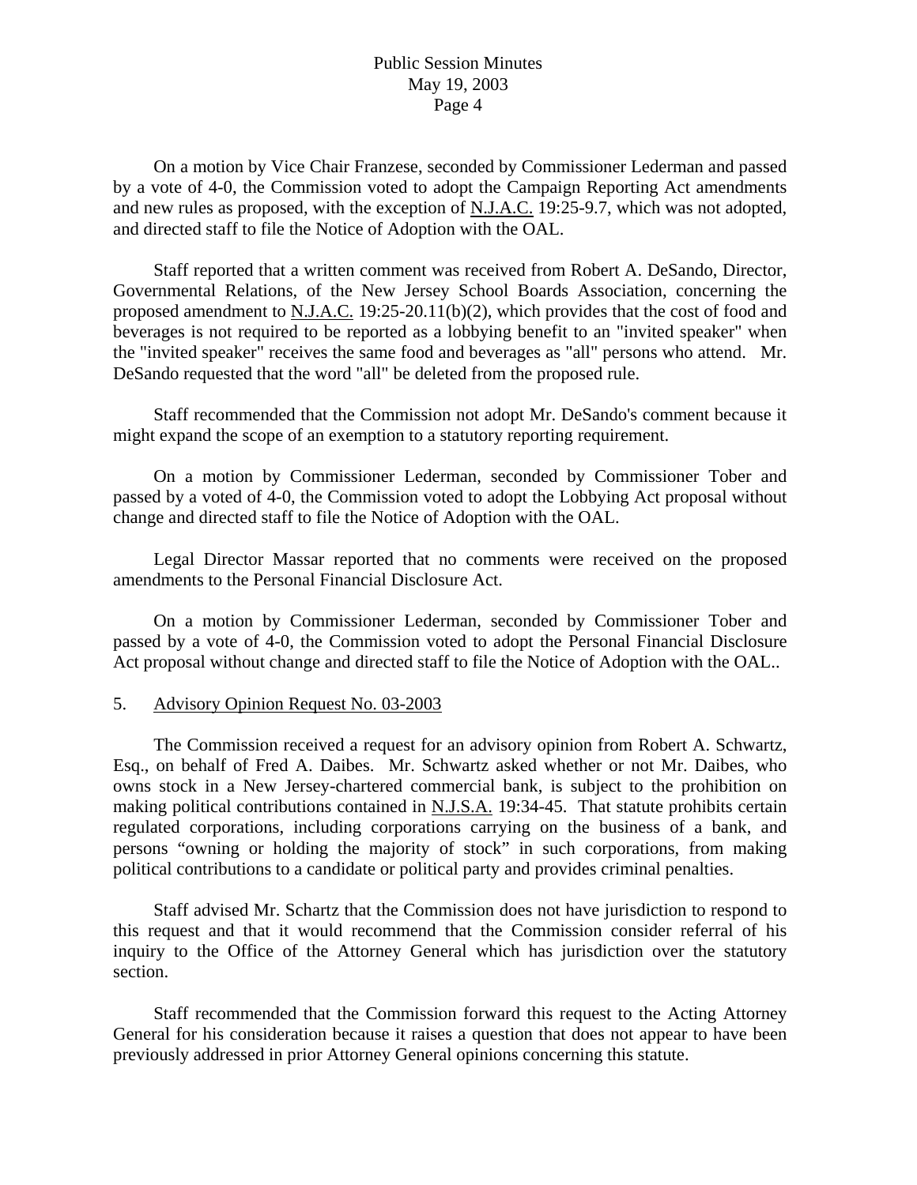On a motion by Vice Chair Franzese, seconded by Commissioner Lederman and passed by a vote of 4-0, the Commission voted to adopt the Campaign Reporting Act amendments and new rules as proposed, with the exception of N.J.A.C. 19:25-9.7, which was not adopted, and directed staff to file the Notice of Adoption with the OAL.

Staff reported that a written comment was received from Robert A. DeSando, Director, Governmental Relations, of the New Jersey School Boards Association, concerning the proposed amendment to N.J.A.C. 19:25-20.11(b)(2), which provides that the cost of food and beverages is not required to be reported as a lobbying benefit to an "invited speaker" when the "invited speaker" receives the same food and beverages as "all" persons who attend. Mr. DeSando requested that the word "all" be deleted from the proposed rule.

Staff recommended that the Commission not adopt Mr. DeSando's comment because it might expand the scope of an exemption to a statutory reporting requirement.

On a motion by Commissioner Lederman, seconded by Commissioner Tober and passed by a voted of 4-0, the Commission voted to adopt the Lobbying Act proposal without change and directed staff to file the Notice of Adoption with the OAL.

Legal Director Massar reported that no comments were received on the proposed amendments to the Personal Financial Disclosure Act.

On a motion by Commissioner Lederman, seconded by Commissioner Tober and passed by a vote of 4-0, the Commission voted to adopt the Personal Financial Disclosure Act proposal without change and directed staff to file the Notice of Adoption with the OAL..

5. Advisory Opinion Request No. 03-2003

The Commission received a request for an advisory opinion from Robert A. Schwartz, Esq., on behalf of Fred A. Daibes. Mr. Schwartz asked whether or not Mr. Daibes, who owns stock in a New Jersey-chartered commercial bank, is subject to the prohibition on making political contributions contained in N.J.S.A. 19:34-45. That statute prohibits certain regulated corporations, including corporations carrying on the business of a bank, and persons "owning or holding the majority of stock" in such corporations, from making political contributions to a candidate or political party and provides criminal penalties.

Staff advised Mr. Schartz that the Commission does not have jurisdiction to respond to this request and that it would recommend that the Commission consider referral of his inquiry to the Office of the Attorney General which has jurisdiction over the statutory section.

Staff recommended that the Commission forward this request to the Acting Attorney General for his consideration because it raises a question that does not appear to have been previously addressed in prior Attorney General opinions concerning this statute.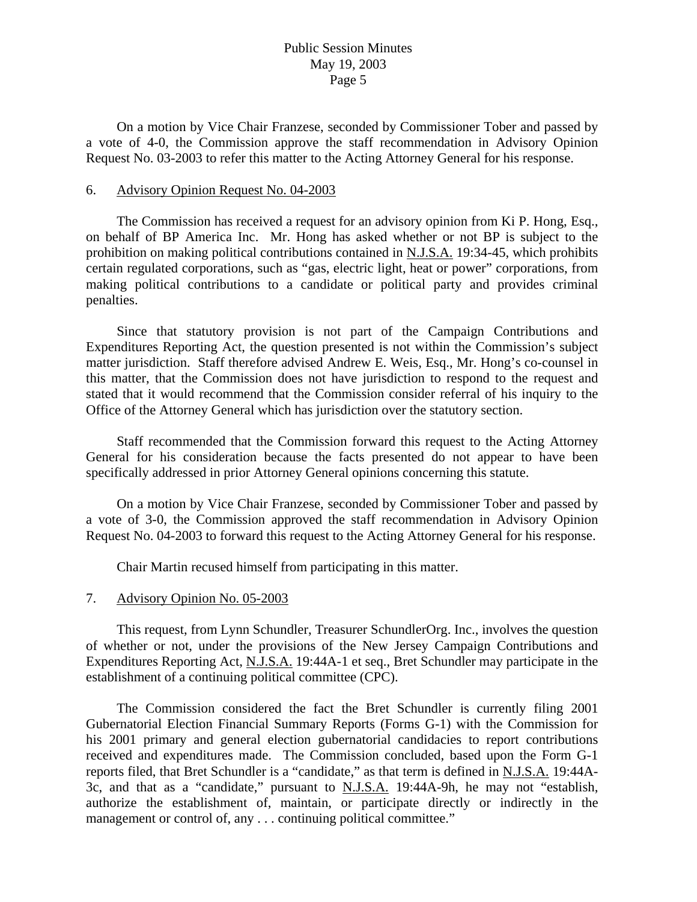On a motion by Vice Chair Franzese, seconded by Commissioner Tober and passed by a vote of 4-0, the Commission approve the staff recommendation in Advisory Opinion Request No. 03-2003 to refer this matter to the Acting Attorney General for his response.

6. Advisory Opinion Request No. 04-2003

The Commission has received a request for an advisory opinion from Ki P. Hong, Esq., on behalf of BP America Inc. Mr. Hong has asked whether or not BP is subject to the prohibition on making political contributions contained in N.J.S.A. 19:34-45, which prohibits certain regulated corporations, such as "gas, electric light, heat or power" corporations, from making political contributions to a candidate or political party and provides criminal penalties.

Since that statutory provision is not part of the Campaign Contributions and Expenditures Reporting Act, the question presented is not within the Commission's subject matter jurisdiction. Staff therefore advised Andrew E. Weis, Esq., Mr. Hong's co-counsel in this matter, that the Commission does not have jurisdiction to respond to the request and stated that it would recommend that the Commission consider referral of his inquiry to the Office of the Attorney General which has jurisdiction over the statutory section.

Staff recommended that the Commission forward this request to the Acting Attorney General for his consideration because the facts presented do not appear to have been specifically addressed in prior Attorney General opinions concerning this statute.

On a motion by Vice Chair Franzese, seconded by Commissioner Tober and passed by a vote of 3-0, the Commission approved the staff recommendation in Advisory Opinion Request No. 04-2003 to forward this request to the Acting Attorney General for his response.

Chair Martin recused himself from participating in this matter.

7. Advisory Opinion No. 05-2003

This request, from Lynn Schundler, Treasurer SchundlerOrg. Inc., involves the question of whether or not, under the provisions of the New Jersey Campaign Contributions and Expenditures Reporting Act, N.J.S.A. 19:44A-1 et seq., Bret Schundler may participate in the establishment of a continuing political committee (CPC).

The Commission considered the fact the Bret Schundler is currently filing 2001 Gubernatorial Election Financial Summary Reports (Forms G-1) with the Commission for his 2001 primary and general election gubernatorial candidacies to report contributions received and expenditures made. The Commission concluded, based upon the Form G-1 reports filed, that Bret Schundler is a "candidate," as that term is defined in N.J.S.A. 19:44A-3c, and that as a "candidate," pursuant to N.J.S.A. 19:44A-9h, he may not "establish, authorize the establishment of, maintain, or participate directly or indirectly in the management or control of, any . . . continuing political committee."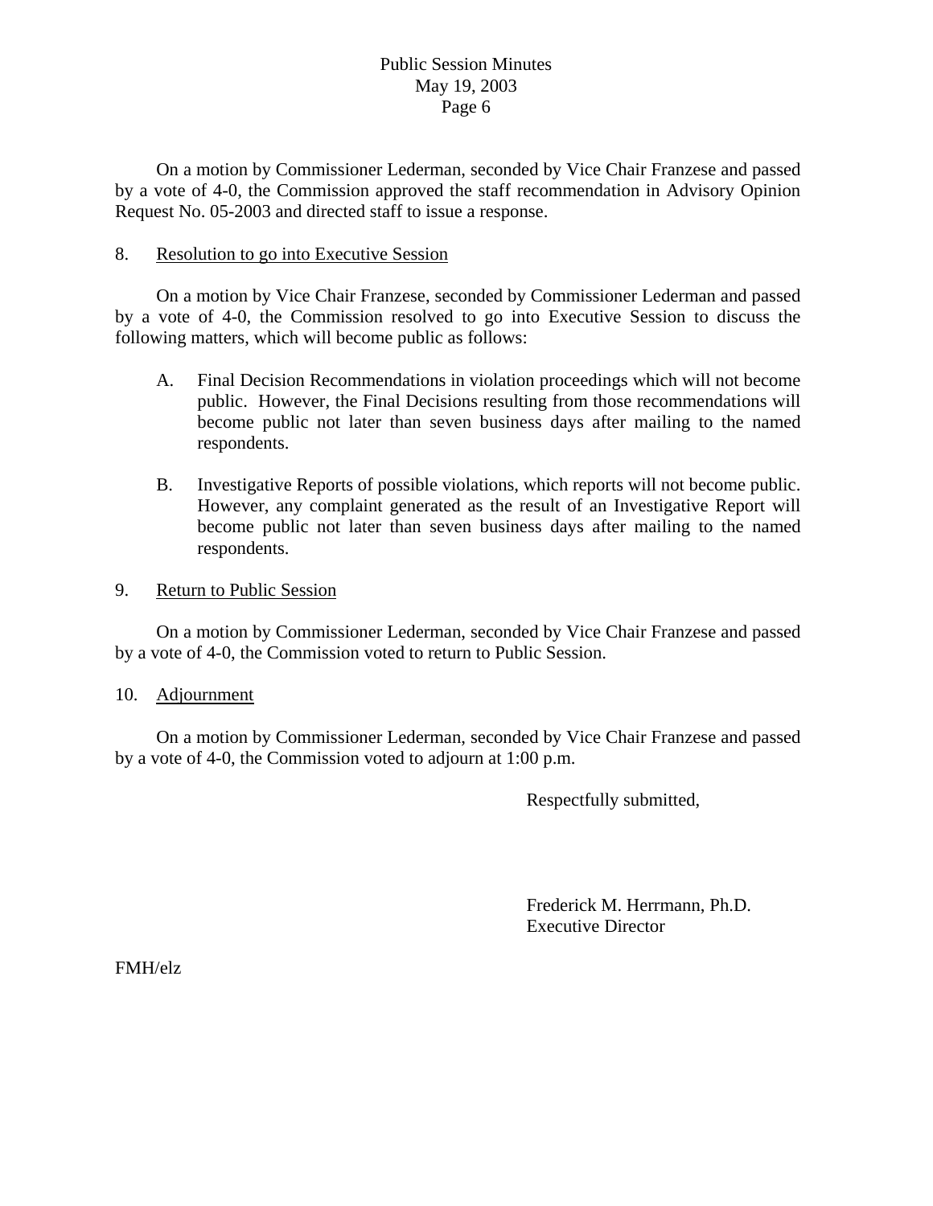On a motion by Commissioner Lederman, seconded by Vice Chair Franzese and passed by a vote of 4-0, the Commission approved the staff recommendation in Advisory Opinion Request No. 05-2003 and directed staff to issue a response.

8. Resolution to go into Executive Session

On a motion by Vice Chair Franzese, seconded by Commissioner Lederman and passed by a vote of 4-0, the Commission resolved to go into Executive Session to discuss the following matters, which will become public as follows:

A. Final Decision Recommendations in violation proceedings which will not become public. However, the Final Decisions resulting from those recommendations will become public not later than seven business days after mailing to the named respondents.

B. Investigative Reports of possible violations, which reports will not become public. However, any complaint generated as the result of an Investigative Report will become public not later than seven business days after mailing to the named respondents.

9. Return to Public Session

On a motion by Commissioner Lederman, seconded by Vice Chair Franzese and passed by a vote of 4-0, the Commission voted to return to Public Session.

10. Adjournment

On a motion by Commissioner Lederman, seconded by Vice Chair Franzese and passed by a vote of 4-0, the Commission voted to adjourn at 1:00 p.m.

Respectfully submitted,

Frederick M. Herrmann, Ph.D.
Executive Director

FMH/elz